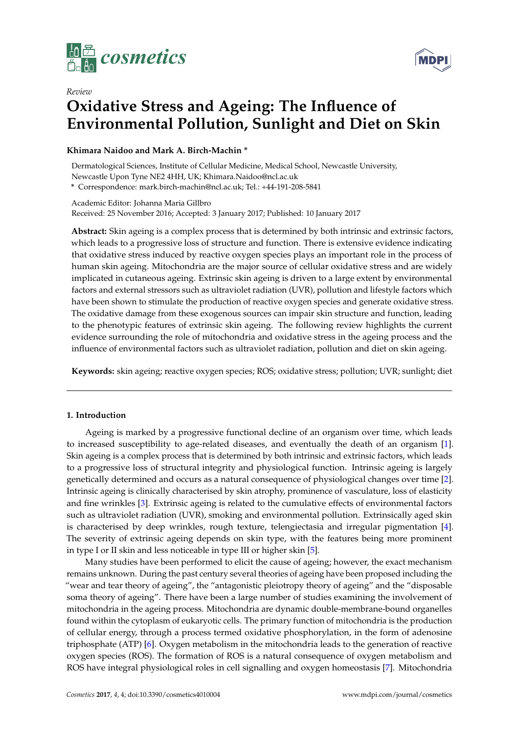*Review*

# Oxidative Stress and Ageing: The Influence of Environmental Pollution, Sunlight and Diet on Skin

**Khimara Naidoo and Mark A. Birch-Machin ***

Dermatological Sciences, Institute of Cellular Medicine, Medical School, Newcastle University, Newcastle Upon Tyne NE2 4HH, UK; Khimara.Naidoo@ncl.ac.uk

* Correspondence: mark.birch-machin@ncl.ac.uk; Tel.: +44-191-208-5841

Academic Editor: Johanna Maria Gillbro

Received: 25 November 2016; Accepted: 3 January 2017; Published: 10 January 2017

**Abstract:** Skin ageing is a complex process that is determined by both intrinsic and extrinsic factors, which leads to a progressive loss of structure and function. There is extensive evidence indicating that oxidative stress induced by reactive oxygen species plays an important role in the process of human skin ageing. Mitochondria are the major source of cellular oxidative stress and are widely implicated in cutaneous ageing. Extrinsic skin ageing is driven to a large extent by environmental factors and external stressors such as ultraviolet radiation (UVR), pollution and lifestyle factors which have been shown to stimulate the production of reactive oxygen species and generate oxidative stress. The oxidative damage from these exogenous sources can impair skin structure and function, leading to the phenotypic features of extrinsic skin ageing. The following review highlights the current evidence surrounding the role of mitochondria and oxidative stress in the ageing process and the influence of environmental factors such as ultraviolet radiation, pollution and diet on skin ageing.

**Keywords:** skin ageing; reactive oxygen species; ROS; oxidative stress; pollution; UVR; sunlight; diet

## 1. Introduction

Ageing is marked by a progressive functional decline of an organism over time, which leads to increased susceptibility to age-related diseases, and eventually the death of an organism [1]. Skin ageing is a complex process that is determined by both intrinsic and extrinsic factors, which leads to a progressive loss of structural integrity and physiological function. Intrinsic ageing is largely genetically determined and occurs as a natural consequence of physiological changes over time [2]. Intrinsic ageing is clinically characterised by skin atrophy, prominence of vasculature, loss of elasticity and fine wrinkles [3]. Extrinsic ageing is related to the cumulative effects of environmental factors such as ultraviolet radiation (UVR), smoking and environmental pollution. Extrinsically aged skin is characterised by deep wrinkles, rough texture, telengiectasia and irregular pigmentation [4]. The severity of extrinsic ageing depends on skin type, with the features being more prominent in type I or II skin and less noticeable in type III or higher skin [5].

Many studies have been performed to elicit the cause of ageing; however, the exact mechanism remains unknown. During the past century several theories of ageing have been proposed including the "wear and tear theory of ageing", the "antagonistic pleiotropy theory of ageing" and the "disposable soma theory of ageing". There have been a large number of studies examining the involvement of mitochondria in the ageing process. Mitochondria are dynamic double-membrane-bound organelles found within the cytoplasm of eukaryotic cells. The primary function of mitochondria is the production of cellular energy, through a process termed oxidative phosphorylation, in the form of adenosine triphosphate (ATP) [6]. Oxygen metabolism in the mitochondria leads to the generation of reactive oxygen species (ROS). The formation of ROS is a natural consequence of oxygen metabolism and ROS have integral physiological roles in cell signalling and oxygen homeostasis [7]. Mitochondria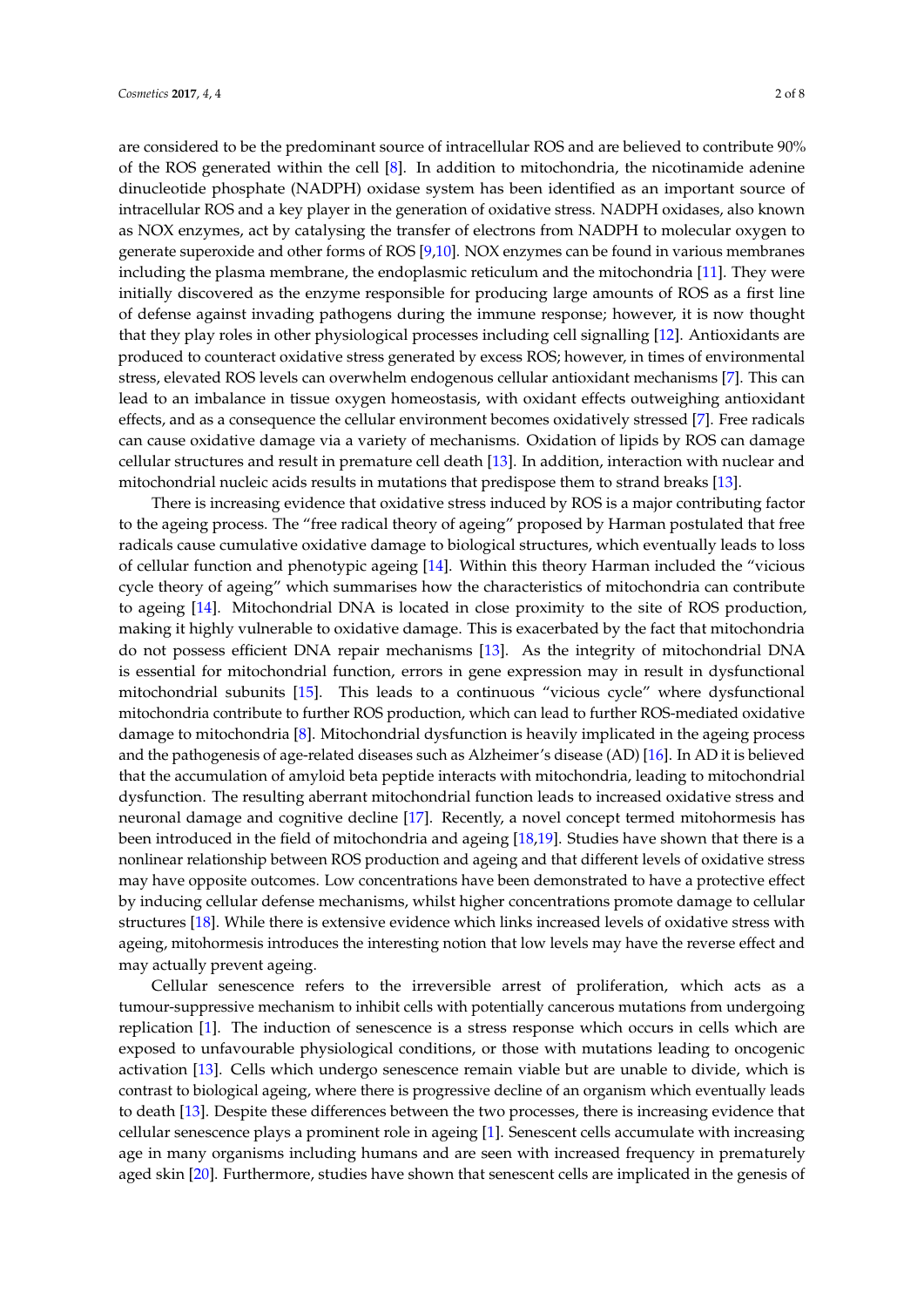are considered to be the predominant source of intracellular ROS and are believed to contribute 90% of the ROS generated within the cell [8]. In addition to mitochondria, the nicotinamide adenine dinucleotide phosphate (NADPH) oxidase system has been identified as an important source of intracellular ROS and a key player in the generation of oxidative stress. NADPH oxidases, also known as NOX enzymes, act by catalysing the transfer of electrons from NADPH to molecular oxygen to generate superoxide and other forms of ROS [9,10]. NOX enzymes can be found in various membranes including the plasma membrane, the endoplasmic reticulum and the mitochondria [11]. They were initially discovered as the enzyme responsible for producing large amounts of ROS as a first line of defense against invading pathogens during the immune response; however, it is now thought that they play roles in other physiological processes including cell signalling [12]. Antioxidants are produced to counteract oxidative stress generated by excess ROS; however, in times of environmental stress, elevated ROS levels can overwhelm endogenous cellular antioxidant mechanisms [7]. This can lead to an imbalance in tissue oxygen homeostasis, with oxidant effects outweighing antioxidant effects, and as a consequence the cellular environment becomes oxidatively stressed [7]. Free radicals can cause oxidative damage via a variety of mechanisms. Oxidation of lipids by ROS can damage cellular structures and result in premature cell death [13]. In addition, interaction with nuclear and mitochondrial nucleic acids results in mutations that predispose them to strand breaks [13].

There is increasing evidence that oxidative stress induced by ROS is a major contributing factor to the ageing process. The "free radical theory of ageing" proposed by Harman postulated that free radicals cause cumulative oxidative damage to biological structures, which eventually leads to loss of cellular function and phenotypic ageing [14]. Within this theory Harman included the "vicious cycle theory of ageing" which summarises how the characteristics of mitochondria can contribute to ageing [14]. Mitochondrial DNA is located in close proximity to the site of ROS production, making it highly vulnerable to oxidative damage. This is exacerbated by the fact that mitochondria do not possess efficient DNA repair mechanisms [13]. As the integrity of mitochondrial DNA is essential for mitochondrial function, errors in gene expression may in result in dysfunctional mitochondrial subunits [15]. This leads to a continuous "vicious cycle" where dysfunctional mitochondria contribute to further ROS production, which can lead to further ROS-mediated oxidative damage to mitochondria [8]. Mitochondrial dysfunction is heavily implicated in the ageing process and the pathogenesis of age-related diseases such as Alzheimer's disease (AD) [16]. In AD it is believed that the accumulation of amyloid beta peptide interacts with mitochondria, leading to mitochondrial dysfunction. The resulting aberrant mitochondrial function leads to increased oxidative stress and neuronal damage and cognitive decline [17]. Recently, a novel concept termed mitohormesis has been introduced in the field of mitochondria and ageing [18,19]. Studies have shown that there is a nonlinear relationship between ROS production and ageing and that different levels of oxidative stress may have opposite outcomes. Low concentrations have been demonstrated to have a protective effect by inducing cellular defense mechanisms, whilst higher concentrations promote damage to cellular structures [18]. While there is extensive evidence which links increased levels of oxidative stress with ageing, mitohormesis introduces the interesting notion that low levels may have the reverse effect and may actually prevent ageing.

Cellular senescence refers to the irreversible arrest of proliferation, which acts as a tumour-suppressive mechanism to inhibit cells with potentially cancerous mutations from undergoing replication [1]. The induction of senescence is a stress response which occurs in cells which are exposed to unfavourable physiological conditions, or those with mutations leading to oncogenic activation [13]. Cells which undergo senescence remain viable but are unable to divide, which is contrast to biological ageing, where there is progressive decline of an organism which eventually leads to death [13]. Despite these differences between the two processes, there is increasing evidence that cellular senescence plays a prominent role in ageing [1]. Senescent cells accumulate with increasing age in many organisms including humans and are seen with increased frequency in prematurely aged skin [20]. Furthermore, studies have shown that senescent cells are implicated in the genesis of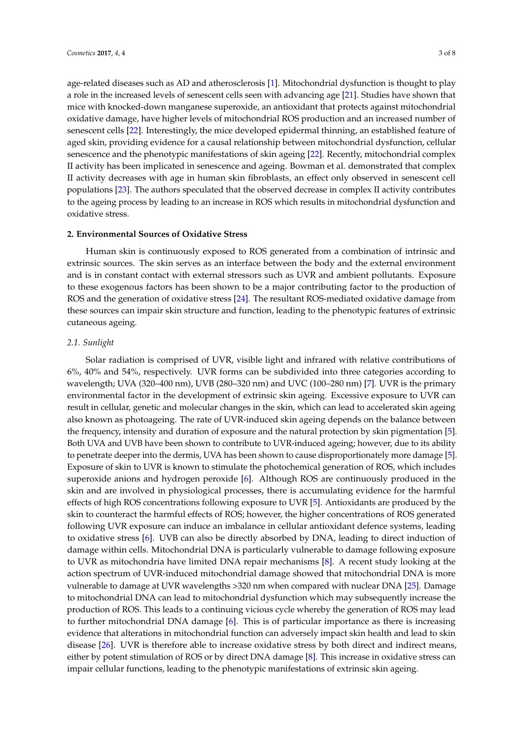age-related diseases such as AD and atherosclerosis [1]. Mitochondrial dysfunction is thought to play a role in the increased levels of senescent cells seen with advancing age [21]. Studies have shown that mice with knocked-down manganese superoxide, an antioxidant that protects against mitochondrial oxidative damage, have higher levels of mitochondrial ROS production and an increased number of senescent cells [22]. Interestingly, the mice developed epidermal thinning, an established feature of aged skin, providing evidence for a causal relationship between mitochondrial dysfunction, cellular senescence and the phenotypic manifestations of skin ageing [22]. Recently, mitochondrial complex II activity has been implicated in senescence and ageing. Bowman et al. demonstrated that complex II activity decreases with age in human skin fibroblasts, an effect only observed in senescent cell populations [23]. The authors speculated that the observed decrease in complex II activity contributes to the ageing process by leading to an increase in ROS which results in mitochondrial dysfunction and oxidative stress.

## 2. Environmental Sources of Oxidative Stress

Human skin is continuously exposed to ROS generated from a combination of intrinsic and extrinsic sources. The skin serves as an interface between the body and the external environment and is in constant contact with external stressors such as UVR and ambient pollutants. Exposure to these exogenous factors has been shown to be a major contributing factor to the production of ROS and the generation of oxidative stress [24]. The resultant ROS-mediated oxidative damage from these sources can impair skin structure and function, leading to the phenotypic features of extrinsic cutaneous ageing.

### *2.1. Sunlight*

Solar radiation is comprised of UVR, visible light and infrared with relative contributions of 6%, 40% and 54%, respectively. UVR forms can be subdivided into three categories according to wavelength; UVA (320–400 nm), UVB (280–320 nm) and UVC (100–280 nm) [7]. UVR is the primary environmental factor in the development of extrinsic skin ageing. Excessive exposure to UVR can result in cellular, genetic and molecular changes in the skin, which can lead to accelerated skin ageing also known as photoageing. The rate of UVR-induced skin ageing depends on the balance between the frequency, intensity and duration of exposure and the natural protection by skin pigmentation [5]. Both UVA and UVB have been shown to contribute to UVR-induced ageing; however, due to its ability to penetrate deeper into the dermis, UVA has been shown to cause disproportionately more damage [5]. Exposure of skin to UVR is known to stimulate the photochemical generation of ROS, which includes superoxide anions and hydrogen peroxide [6]. Although ROS are continuously produced in the skin and are involved in physiological processes, there is accumulating evidence for the harmful effects of high ROS concentrations following exposure to UVR [5]. Antioxidants are produced by the skin to counteract the harmful effects of ROS; however, the higher concentrations of ROS generated following UVR exposure can induce an imbalance in cellular antioxidant defence systems, leading to oxidative stress [6]. UVB can also be directly absorbed by DNA, leading to direct induction of damage within cells. Mitochondrial DNA is particularly vulnerable to damage following exposure to UVR as mitochondria have limited DNA repair mechanisms [8]. A recent study looking at the action spectrum of UVR-induced mitochondrial damage showed that mitochondrial DNA is more vulnerable to damage at UVR wavelengths >320 nm when compared with nuclear DNA [25]. Damage to mitochondrial DNA can lead to mitochondrial dysfunction which may subsequently increase the production of ROS. This leads to a continuing vicious cycle whereby the generation of ROS may lead to further mitochondrial DNA damage [6]. This is of particular importance as there is increasing evidence that alterations in mitochondrial function can adversely impact skin health and lead to skin disease [26]. UVR is therefore able to increase oxidative stress by both direct and indirect means, either by potent stimulation of ROS or by direct DNA damage [8]. This increase in oxidative stress can impair cellular functions, leading to the phenotypic manifestations of extrinsic skin ageing.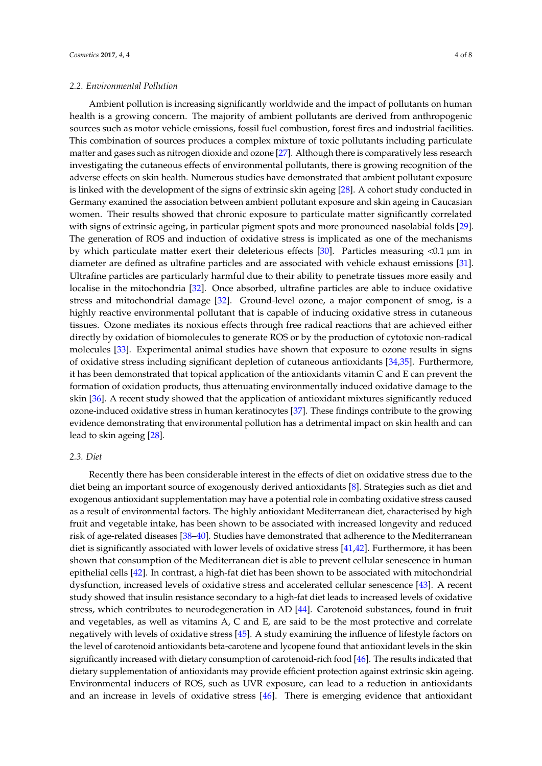### 2.2. Environmental Pollution

Ambient pollution is increasing significantly worldwide and the impact of pollutants on human health is a growing concern. The majority of ambient pollutants are derived from anthropogenic sources such as motor vehicle emissions, fossil fuel combustion, forest fires and industrial facilities. This combination of sources produces a complex mixture of toxic pollutants including particulate matter and gases such as nitrogen dioxide and ozone [27]. Although there is comparatively less research investigating the cutaneous effects of environmental pollutants, there is growing recognition of the adverse effects on skin health. Numerous studies have demonstrated that ambient pollutant exposure is linked with the development of the signs of extrinsic skin ageing [28]. A cohort study conducted in Germany examined the association between ambient pollutant exposure and skin ageing in Caucasian women. Their results showed that chronic exposure to particulate matter significantly correlated with signs of extrinsic ageing, in particular pigment spots and more pronounced nasolabial folds [29]. The generation of ROS and induction of oxidative stress is implicated as one of the mechanisms by which particulate matter exert their deleterious effects [30]. Particles measuring <0.1 μm in diameter are defined as ultrafine particles and are associated with vehicle exhaust emissions [31]. Ultrafine particles are particularly harmful due to their ability to penetrate tissues more easily and localise in the mitochondria [32]. Once absorbed, ultrafine particles are able to induce oxidative stress and mitochondrial damage [32]. Ground-level ozone, a major component of smog, is a highly reactive environmental pollutant that is capable of inducing oxidative stress in cutaneous tissues. Ozone mediates its noxious effects through free radical reactions that are achieved either directly by oxidation of biomolecules to generate ROS or by the production of cytotoxic non-radical molecules [33]. Experimental animal studies have shown that exposure to ozone results in signs of oxidative stress including significant depletion of cutaneous antioxidants [34,35]. Furthermore, it has been demonstrated that topical application of the antioxidants vitamin C and E can prevent the formation of oxidation products, thus attenuating environmentally induced oxidative damage to the skin [36]. A recent study showed that the application of antioxidant mixtures significantly reduced ozone-induced oxidative stress in human keratinocytes [37]. These findings contribute to the growing evidence demonstrating that environmental pollution has a detrimental impact on skin health and can lead to skin ageing [28].

### 2.3. Diet

Recently there has been considerable interest in the effects of diet on oxidative stress due to the diet being an important source of exogenously derived antioxidants [8]. Strategies such as diet and exogenous antioxidant supplementation may have a potential role in combating oxidative stress caused as a result of environmental factors. The highly antioxidant Mediterranean diet, characterised by high fruit and vegetable intake, has been shown to be associated with increased longevity and reduced risk of age-related diseases [38–40]. Studies have demonstrated that adherence to the Mediterranean diet is significantly associated with lower levels of oxidative stress [41,42]. Furthermore, it has been shown that consumption of the Mediterranean diet is able to prevent cellular senescence in human epithelial cells [42]. In contrast, a high-fat diet has been shown to be associated with mitochondrial dysfunction, increased levels of oxidative stress and accelerated cellular senescence [43]. A recent study showed that insulin resistance secondary to a high-fat diet leads to increased levels of oxidative stress, which contributes to neurodegeneration in AD [44]. Carotenoid substances, found in fruit and vegetables, as well as vitamins A, C and E, are said to be the most protective and correlate negatively with levels of oxidative stress [45]. A study examining the influence of lifestyle factors on the level of carotenoid antioxidants beta-carotene and lycopene found that antioxidant levels in the skin significantly increased with dietary consumption of carotenoid-rich food [46]. The results indicated that dietary supplementation of antioxidants may provide efficient protection against extrinsic skin ageing. Environmental inducers of ROS, such as UVR exposure, can lead to a reduction in antioxidants and an increase in levels of oxidative stress [46]. There is emerging evidence that antioxidant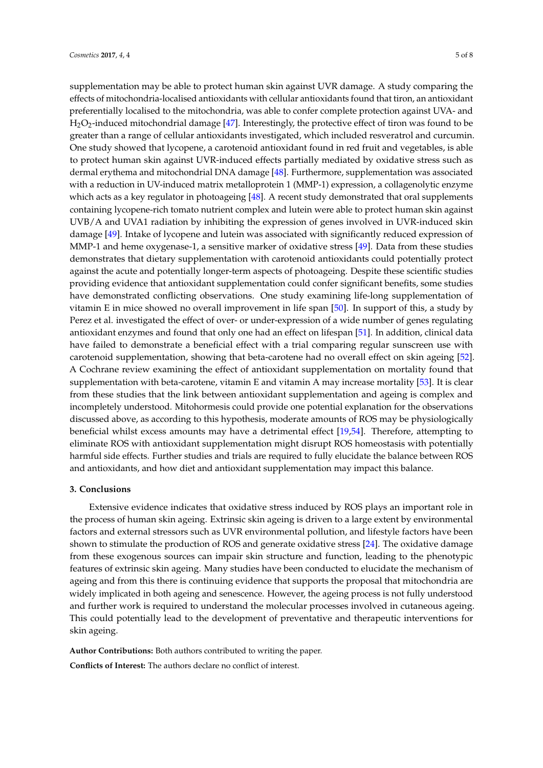supplementation may be able to protect human skin against UVR damage. A study comparing the effects of mitochondria-localised antioxidants with cellular antioxidants found that tiron, an antioxidant preferentially localised to the mitochondria, was able to confer complete protection against UVA- and $H_2O_2$-induced mitochondrial damage [47]. Interestingly, the protective effect of tiron was found to be greater than a range of cellular antioxidants investigated, which included resveratrol and curcumin. One study showed that lycopene, a carotenoid antioxidant found in red fruit and vegetables, is able to protect human skin against UVR-induced effects partially mediated by oxidative stress such as dermal erythema and mitochondrial DNA damage [48]. Furthermore, supplementation was associated with a reduction in UV-induced matrix metalloprotein 1 (MMP-1) expression, a collagenolytic enzyme which acts as a key regulator in photoageing [48]. A recent study demonstrated that oral supplements containing lycopene-rich tomato nutrient complex and lutein were able to protect human skin against UVB/A and UVA1 radiation by inhibiting the expression of genes involved in UVR-induced skin damage [49]. Intake of lycopene and lutein was associated with significantly reduced expression of MMP-1 and heme oxygenase-1, a sensitive marker of oxidative stress [49]. Data from these studies demonstrates that dietary supplementation with carotenoid antioxidants could potentially protect against the acute and potentially longer-term aspects of photoageing. Despite these scientific studies providing evidence that antioxidant supplementation could confer significant benefits, some studies have demonstrated conflicting observations. One study examining life-long supplementation of vitamin E in mice showed no overall improvement in life span [50]. In support of this, a study by Perez et al. investigated the effect of over- or under-expression of a wide number of genes regulating antioxidant enzymes and found that only one had an effect on lifespan [51]. In addition, clinical data have failed to demonstrate a beneficial effect with a trial comparing regular sunscreen use with carotenoid supplementation, showing that beta-carotene had no overall effect on skin ageing [52]. A Cochrane review examining the effect of antioxidant supplementation on mortality found that supplementation with beta-carotene, vitamin E and vitamin A may increase mortality [53]. It is clear from these studies that the link between antioxidant supplementation and ageing is complex and incompletely understood. Mitohormesis could provide one potential explanation for the observations discussed above, as according to this hypothesis, moderate amounts of ROS may be physiologically beneficial whilst excess amounts may have a detrimental effect [19,54]. Therefore, attempting to eliminate ROS with antioxidant supplementation might disrupt ROS homeostasis with potentially harmful side effects. Further studies and trials are required to fully elucidate the balance between ROS and antioxidants, and how diet and antioxidant supplementation may impact this balance.

## 3. Conclusions

Extensive evidence indicates that oxidative stress induced by ROS plays an important role in the process of human skin ageing. Extrinsic skin ageing is driven to a large extent by environmental factors and external stressors such as UVR environmental pollution, and lifestyle factors have been shown to stimulate the production of ROS and generate oxidative stress [24]. The oxidative damage from these exogenous sources can impair skin structure and function, leading to the phenotypic features of extrinsic skin ageing. Many studies have been conducted to elucidate the mechanism of ageing and from this there is continuing evidence that supports the proposal that mitochondria are widely implicated in both ageing and senescence. However, the ageing process is not fully understood and further work is required to understand the molecular processes involved in cutaneous ageing. This could potentially lead to the development of preventative and therapeutic interventions for skin ageing.

**Author Contributions:** Both authors contributed to writing the paper.

**Conflicts of Interest:** The authors declare no conflict of interest.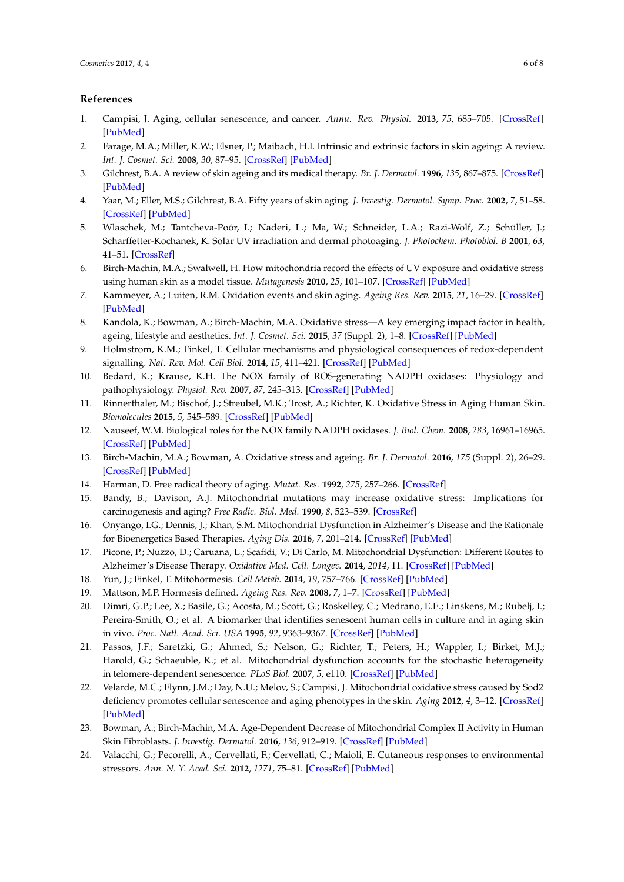## References

1. Campisi, J. Aging, cellular senescence, and cancer. *Annu. Rev. Physiol.* **2013**, *75*, 685–705. [CrossRef] [PubMed]
2. Farage, M.A.; Miller, K.W.; Elsner, P.; Maibach, H.I. Intrinsic and extrinsic factors in skin ageing: A review. *Int. J. Cosmet. Sci.* **2008**, *30*, 87–95. [CrossRef] [PubMed]
3. Gilchrest, B.A. A review of skin ageing and its medical therapy. *Br. J. Dermatol.* **1996**, *135*, 867–875. [CrossRef] [PubMed]
4. Yaar, M.; Eller, M.S.; Gilchrest, B.A. Fifty years of skin aging. *J. Investig. Dermatol. Symp. Proc.* **2002**, *7*, 51–58. [CrossRef] [PubMed]
5. Wlaschek, M.; Tantcheva-Poór, I.; Naderi, L.; Ma, W.; Schneider, L.A.; Razi-Wolf, Z.; Schüller, J.; Scharffetter-Kochanek, K. Solar UV irradiation and dermal photoaging. *J. Photochem. Photobiol. B* **2001**, *63*, 41–51. [CrossRef]
6. Birch-Machin, M.A.; Swalwell, H. How mitochondria record the effects of UV exposure and oxidative stress using human skin as a model tissue. *Mutagenesis* **2010**, *25*, 101–107. [CrossRef] [PubMed]
7. Kammeyer, A.; Luiten, R.M. Oxidation events and skin aging. *Ageing Res. Rev.* **2015**, *21*, 16–29. [CrossRef] [PubMed]
8. Kandola, K.; Bowman, A.; Birch-Machin, M.A. Oxidative stress—A key emerging impact factor in health, ageing, lifestyle and aesthetics. *Int. J. Cosmet. Sci.* **2015**, *37* (Suppl. 2), 1–8. [CrossRef] [PubMed]
9. Holmstrom, K.M.; Finkel, T. Cellular mechanisms and physiological consequences of redox-dependent signalling. *Nat. Rev. Mol. Cell Biol.* **2014**, *15*, 411–421. [CrossRef] [PubMed]
10. Bedard, K.; Krause, K.H. The NOX family of ROS-generating NADPH oxidases: Physiology and pathophysiology. *Physiol. Rev.* **2007**, *87*, 245–313. [CrossRef] [PubMed]
11. Rinnerthaler, M.; Bischof, J.; Streubel, M.K.; Trost, A.; Richter, K. Oxidative Stress in Aging Human Skin. *Biomolecules* **2015**, *5*, 545–589. [CrossRef] [PubMed]
12. Nauseef, W.M. Biological roles for the NOX family NADPH oxidases. *J. Biol. Chem.* **2008**, *283*, 16961–16965. [CrossRef] [PubMed]
13. Birch-Machin, M.A.; Bowman, A. Oxidative stress and ageing. *Br. J. Dermatol.* **2016**, *175* (Suppl. 2), 26–29. [CrossRef] [PubMed]
14. Harman, D. Free radical theory of aging. *Mutat. Res.* **1992**, *275*, 257–266. [CrossRef]
15. Bandy, B.; Davison, A.J. Mitochondrial mutations may increase oxidative stress: Implications for carcinogenesis and aging? *Free Radic. Biol. Med.* **1990**, *8*, 523–539. [CrossRef]
16. Onyango, I.G.; Dennis, J.; Khan, S.M. Mitochondrial Dysfunction in Alzheimer's Disease and the Rationale for Bioenergetics Based Therapies. *Aging Dis.* **2016**, *7*, 201–214. [CrossRef] [PubMed]
17. Picone, P.; Nuzzo, D.; Caruana, L.; Scafidi, V.; Di Carlo, M. Mitochondrial Dysfunction: Different Routes to Alzheimer's Disease Therapy. *Oxidative Med. Cell. Longev.* **2014**, *2014*, 11. [CrossRef] [PubMed]
18. Yun, J.; Finkel, T. Mitohormesis. *Cell Metab.* **2014**, *19*, 757–766. [CrossRef] [PubMed]
19. Mattson, M.P. Hormesis defined. *Ageing Res. Rev.* **2008**, *7*, 1–7. [CrossRef] [PubMed]
20. Dimri, G.P.; Lee, X.; Basile, G.; Acosta, M.; Scott, G.; Roskelley, C.; Medrano, E.E.; Linskens, M.; Rubelj, I.; Pereira-Smith, O.; et al. A biomarker that identifies senescent human cells in culture and in aging skin in vivo. *Proc. Natl. Acad. Sci. USA* **1995**, *92*, 9363–9367. [CrossRef] [PubMed]
21. Passos, J.F.; Saretzki, G.; Ahmed, S.; Nelson, G.; Richter, T.; Peters, H.; Wappler, I.; Birket, M.J.; Harold, G.; Schaeuble, K.; et al. Mitochondrial dysfunction accounts for the stochastic heterogeneity in telomere-dependent senescence. *PLoS Biol.* **2007**, *5*, e110. [CrossRef] [PubMed]
22. Velarde, M.C.; Flynn, J.M.; Day, N.U.; Melov, S.; Campisi, J. Mitochondrial oxidative stress caused by Sod2 deficiency promotes cellular senescence and aging phenotypes in the skin. *Aging* **2012**, *4*, 3–12. [CrossRef] [PubMed]
23. Bowman, A.; Birch-Machin, M.A. Age-Dependent Decrease of Mitochondrial Complex II Activity in Human Skin Fibroblasts. *J. Investig. Dermatol.* **2016**, *136*, 912–919. [CrossRef] [PubMed]
24. Valacchi, G.; Pecorelli, A.; Cervellati, F.; Cervellati, C.; Maioli, E. Cutaneous responses to environmental stressors. *Ann. N. Y. Acad. Sci.* **2012**, *1271*, 75–81. [CrossRef] [PubMed]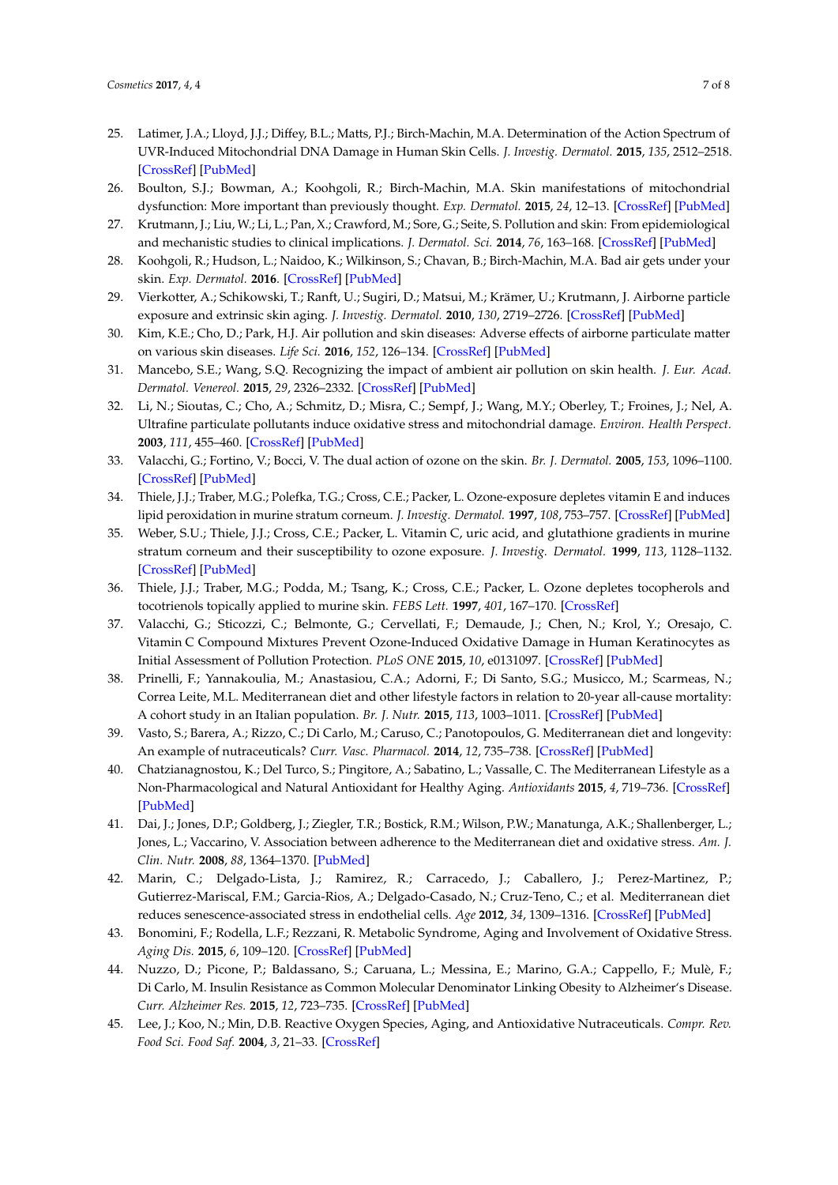25. Latimer, J.A.; Lloyd, J.J.; Diffey, B.L.; Matts, P.J.; Birch-Machin, M.A. Determination of the Action Spectrum of UVR-Induced Mitochondrial DNA Damage in Human Skin Cells. *J. Investig. Dermatol.* **2015**, *135*, 2512–2518. [CrossRef] [PubMed]
26. Boulton, S.J.; Bowman, A.; Koohgoli, R.; Birch-Machin, M.A. Skin manifestations of mitochondrial dysfunction: More important than previously thought. *Exp. Dermatol.* **2015**, *24*, 12–13. [CrossRef] [PubMed]
27. Krutmann, J.; Liu, W.; Li, L.; Pan, X.; Crawford, M.; Sore, G.; Seite, S. Pollution and skin: From epidemiological and mechanistic studies to clinical implications. *J. Dermatol. Sci.* **2014**, *76*, 163–168. [CrossRef] [PubMed]
28. Koohgoli, R.; Hudson, L.; Naidoo, K.; Wilkinson, S.; Chavan, B.; Birch-Machin, M.A. Bad air gets under your skin. *Exp. Dermatol.* **2016**. [CrossRef] [PubMed]
29. Vierkotter, A.; Schikowski, T.; Ranft, U.; Sugiri, D.; Matsui, M.; Krämer, U.; Krutmann, J. Airborne particle exposure and extrinsic skin aging. *J. Investig. Dermatol.* **2010**, *130*, 2719–2726. [CrossRef] [PubMed]
30. Kim, K.E.; Cho, D.; Park, H.J. Air pollution and skin diseases: Adverse effects of airborne particulate matter on various skin diseases. *Life Sci.* **2016**, *152*, 126–134. [CrossRef] [PubMed]
31. Mancebo, S.E.; Wang, S.Q. Recognizing the impact of ambient air pollution on skin health. *J. Eur. Acad. Dermatol. Venereol.* **2015**, *29*, 2326–2332. [CrossRef] [PubMed]
32. Li, N.; Sioutas, C.; Cho, A.; Schmitz, D.; Misra, C.; Sempf, J.; Wang, M.Y.; Oberley, T.; Froines, J.; Nel, A. Ultrafine particulate pollutants induce oxidative stress and mitochondrial damage. *Environ. Health Perspect.* **2003**, *111*, 455–460. [CrossRef] [PubMed]
33. Valacchi, G.; Fortino, V.; Bocci, V. The dual action of ozone on the skin. *Br. J. Dermatol.* **2005**, *153*, 1096–1100. [CrossRef] [PubMed]
34. Thiele, J.J.; Traber, M.G.; Polefka, T.G.; Cross, C.E.; Packer, L. Ozone-exposure depletes vitamin E and induces lipid peroxidation in murine stratum corneum. *J. Investig. Dermatol.* **1997**, *108*, 753–757. [CrossRef] [PubMed]
35. Weber, S.U.; Thiele, J.J.; Cross, C.E.; Packer, L. Vitamin C, uric acid, and glutathione gradients in murine stratum corneum and their susceptibility to ozone exposure. *J. Investig. Dermatol.* **1999**, *113*, 1128–1132. [CrossRef] [PubMed]
36. Thiele, J.J.; Traber, M.G.; Podda, M.; Tsang, K.; Cross, C.E.; Packer, L. Ozone depletes tocopherols and tocotrienols topically applied to murine skin. *FEBS Lett.* **1997**, *401*, 167–170. [CrossRef]
37. Valacchi, G.; Sticozzi, C.; Belmonte, G.; Cervellati, F.; Demaude, J.; Chen, N.; Krol, Y.; Oresajo, C. Vitamin C Compound Mixtures Prevent Ozone-Induced Oxidative Damage in Human Keratinocytes as Initial Assessment of Pollution Protection. *PLoS ONE* **2015**, *10*, e0131097. [CrossRef] [PubMed]
38. Prinelli, F.; Yannakoulia, M.; Anastasiou, C.A.; Adorni, F.; Di Santo, S.G.; Musicco, M.; Scarmeas, N.; Correa Leite, M.L. Mediterranean diet and other lifestyle factors in relation to 20-year all-cause mortality: A cohort study in an Italian population. *Br. J. Nutr.* **2015**, *113*, 1003–1011. [CrossRef] [PubMed]
39. Vasto, S.; Barera, A.; Rizzo, C.; Di Carlo, M.; Caruso, C.; Panotopoulos, G. Mediterranean diet and longevity: An example of nutraceuticals? *Curr. Vasc. Pharmacol.* **2014**, *12*, 735–738. [CrossRef] [PubMed]
40. Chatzianagnostou, K.; Del Turco, S.; Pingitore, A.; Sabatino, L.; Vassalle, C. The Mediterranean Lifestyle as a Non-Pharmacological and Natural Antioxidant for Healthy Aging. *Antioxidants* **2015**, *4*, 719–736. [CrossRef] [PubMed]
41. Dai, J.; Jones, D.P.; Goldberg, J.; Ziegler, T.R.; Bostick, R.M.; Wilson, P.W.; Manatunga, A.K.; Shallenberger, L.; Jones, L.; Vaccarino, V. Association between adherence to the Mediterranean diet and oxidative stress. *Am. J. Clin. Nutr.* **2008**, *88*, 1364–1370. [PubMed]
42. Marin, C.; Delgado-Lista, J.; Ramirez, R.; Carracedo, J.; Caballero, J.; Perez-Martinez, P.; Gutierrez-Mariscal, F.M.; Garcia-Rios, A.; Delgado-Casado, N.; Cruz-Teno, C.; et al. Mediterranean diet reduces senescence-associated stress in endothelial cells. *Age* **2012**, *34*, 1309–1316. [CrossRef] [PubMed]
43. Bonomini, F.; Rodella, L.F.; Rezzani, R. Metabolic Syndrome, Aging and Involvement of Oxidative Stress. *Aging Dis.* **2015**, *6*, 109–120. [CrossRef] [PubMed]
44. Nuzzo, D.; Picone, P.; Baldassano, S.; Caruana, L.; Messina, E.; Marino, G.A.; Cappello, F.; Mulè, F.; Di Carlo, M. Insulin Resistance as Common Molecular Denominator Linking Obesity to Alzheimer's Disease. *Curr. Alzheimer Res.* **2015**, *12*, 723–735. [CrossRef] [PubMed]
45. Lee, J.; Koo, N.; Min, D.B. Reactive Oxygen Species, Aging, and Antioxidative Nutraceuticals. *Compr. Rev. Food Sci. Food Saf.* **2004**, *3*, 21–33. [CrossRef]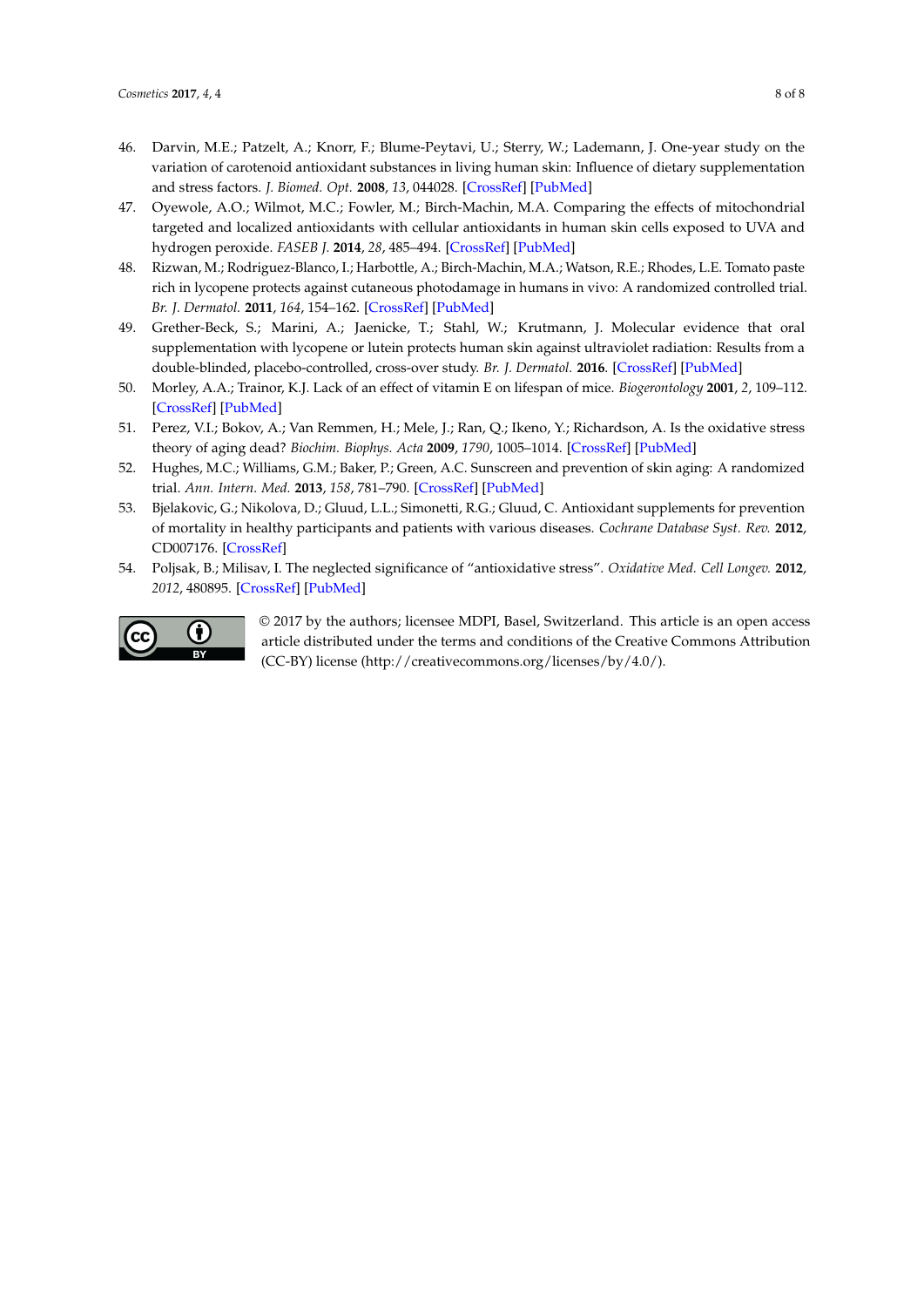46. Darvin, M.E.; Patzelt, A.; Knorr, F.; Blume-Peytavi, U.; Sterry, W.; Lademann, J. One-year study on the variation of carotenoid antioxidant substances in living human skin: Influence of dietary supplementation and stress factors. *J. Biomed. Opt.* **2008**, *13*, 044028. [CrossRef] [PubMed]
47. Oyewole, A.O.; Wilmot, M.C.; Fowler, M.; Birch-Machin, M.A. Comparing the effects of mitochondrial targeted and localized antioxidants with cellular antioxidants in human skin cells exposed to UVA and hydrogen peroxide. *FASEB J.* **2014**, *28*, 485–494. [CrossRef] [PubMed]
48. Rizwan, M.; Rodriguez-Blanco, I.; Harbottle, A.; Birch-Machin, M.A.; Watson, R.E.; Rhodes, L.E. Tomato paste rich in lycopene protects against cutaneous photodamage in humans in vivo: A randomized controlled trial. *Br. J. Dermatol.* **2011**, *164*, 154–162. [CrossRef] [PubMed]
49. Grether-Beck, S.; Marini, A.; Jaenicke, T.; Stahl, W.; Krutmann, J. Molecular evidence that oral supplementation with lycopene or lutein protects human skin against ultraviolet radiation: Results from a double-blinded, placebo-controlled, cross-over study. *Br. J. Dermatol.* **2016**. [CrossRef] [PubMed]
50. Morley, A.A.; Trainor, K.J. Lack of an effect of vitamin E on lifespan of mice. *Biogerontology* **2001**, *2*, 109–112. [CrossRef] [PubMed]
51. Perez, V.I.; Bokov, A.; Van Remmen, H.; Mele, J.; Ran, Q.; Ikeno, Y.; Richardson, A. Is the oxidative stress theory of aging dead? *Biochim. Biophys. Acta* **2009**, *1790*, 1005–1014. [CrossRef] [PubMed]
52. Hughes, M.C.; Williams, G.M.; Baker, P.; Green, A.C. Sunscreen and prevention of skin aging: A randomized trial. *Ann. Intern. Med.* **2013**, *158*, 781–790. [CrossRef] [PubMed]
53. Bjelakovic, G.; Nikolova, D.; Gluud, L.L.; Simonetti, R.G.; Gluud, C. Antioxidant supplements for prevention of mortality in healthy participants and patients with various diseases. *Cochrane Database Syst. Rev.* **2012**, CD007176. [CrossRef]
54. Poljsak, B.; Milisav, I. The neglected significance of "antioxidative stress". *Oxidative Med. Cell Longev.* **2012**, *2012*, 480895. [CrossRef] [PubMed]

© 2017 by the authors; licensee MDPI, Basel, Switzerland. This article is an open access article distributed under the terms and conditions of the Creative Commons Attribution (CC-BY) license (http://creativecommons.org/licenses/by/4.0/).